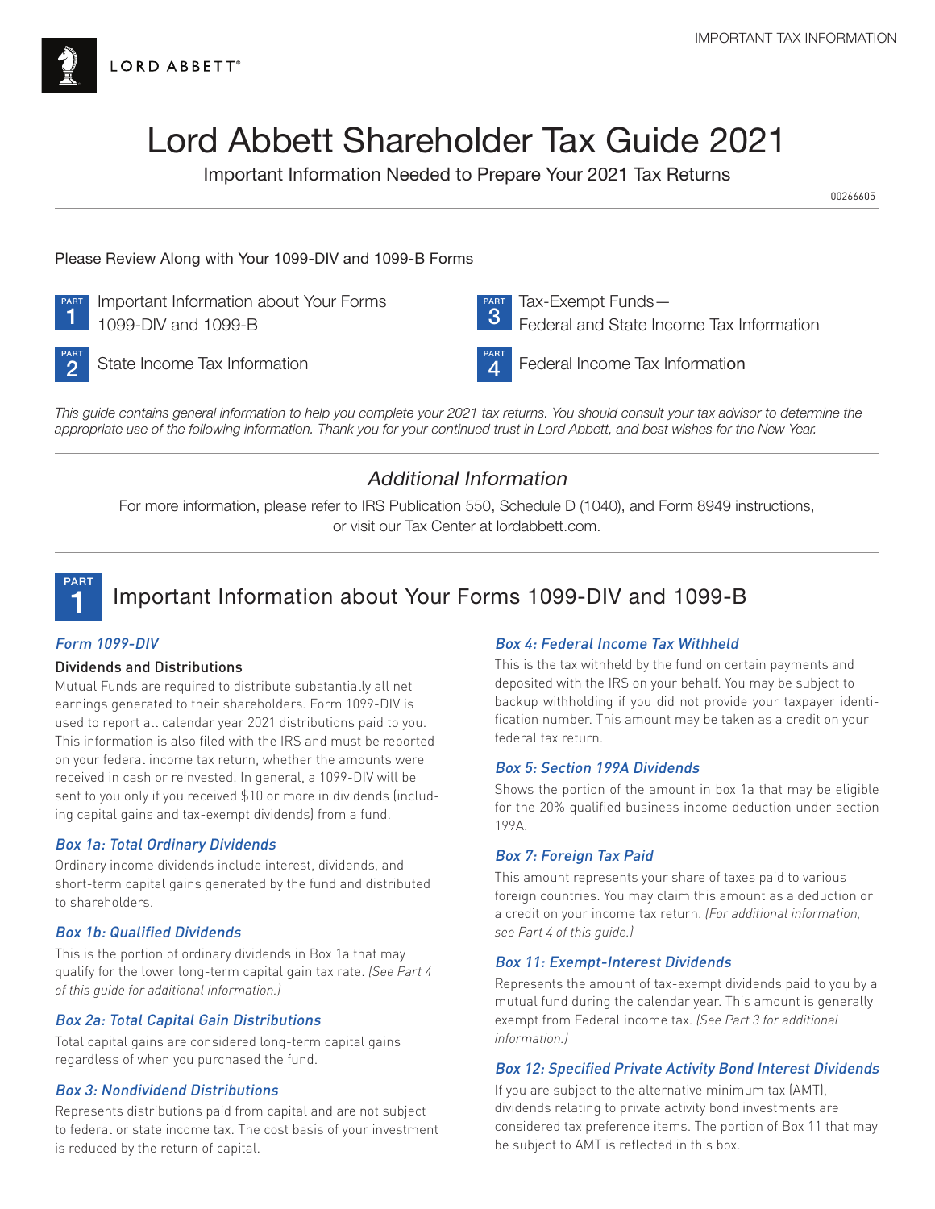LORD ABBETT®

IMPORTANT TAX INFORMATION

# Lord Abbett Shareholder Tax Guide 2021

Important Information Needed to Prepare Your 2021 Tax Returns

00266605

Please Review Along with Your 1099-DIV and 1099-B Forms

- PART 1 Important Information about Your Forms 1099-DIV and 1099-B
- PART 2 State Income Tax Information
- PART 3 Tax-Exempt Funds—Federal and State Income Tax Information
- PART 4 Federal Income Tax Information

*This guide contains general information to help you complete your 2021 tax returns. You should consult your tax advisor to determine the appropriate use of the following information. Thank you for your continued trust in Lord Abbett, and best wishes for the New Year.*

## *Additional Information*

For more information, please refer to IRS Publication 550, Schedule D (1040), and Form 8949 instructions, or visit our Tax Center at lordabbett.com.

## PART 1 Important Information about Your Forms 1099-DIV and 1099-B

### *Form 1099-DIV*

**Dividends and Distributions**

Mutual Funds are required to distribute substantially all net earnings generated to their shareholders. Form 1099-DIV is used to report all calendar year 2021 distributions paid to you. This information is also filed with the IRS and must be reported on your federal income tax return, whether the amounts were received in cash or reinvested. In general, a 1099-DIV will be sent to you only if you received $10 or more in dividends (including capital gains and tax-exempt dividends) from a fund.

### *Box 1a: Total Ordinary Dividends*

Ordinary income dividends include interest, dividends, and short-term capital gains generated by the fund and distributed to shareholders.

### *Box 1b: Qualified Dividends*

This is the portion of ordinary dividends in Box 1a that may qualify for the lower long-term capital gain tax rate. *(See Part 4 of this guide for additional information.)*

### *Box 2a: Total Capital Gain Distributions*

Total capital gains are considered long-term capital gains regardless of when you purchased the fund.

### *Box 3: Nondividend Distributions*

Represents distributions paid from capital and are not subject to federal or state income tax. The cost basis of your investment is reduced by the return of capital.

### *Box 4: Federal Income Tax Withheld*

This is the tax withheld by the fund on certain payments and deposited with the IRS on your behalf. You may be subject to backup withholding if you did not provide your taxpayer identification number. This amount may be taken as a credit on your federal tax return.

### *Box 5: Section 199A Dividends*

Shows the portion of the amount in box 1a that may be eligible for the 20% qualified business income deduction under section 199A.

### *Box 7: Foreign Tax Paid*

This amount represents your share of taxes paid to various foreign countries. You may claim this amount as a deduction or a credit on your income tax return. *(For additional information, see Part 4 of this guide.)*

### *Box 11: Exempt-Interest Dividends*

Represents the amount of tax-exempt dividends paid to you by a mutual fund during the calendar year. This amount is generally exempt from Federal income tax. *(See Part 3 for additional information.)*

### *Box 12: Specified Private Activity Bond Interest Dividends*

If you are subject to the alternative minimum tax (AMT), dividends relating to private activity bond investments are considered tax preference items. The portion of Box 11 that may be subject to AMT is reflected in this box.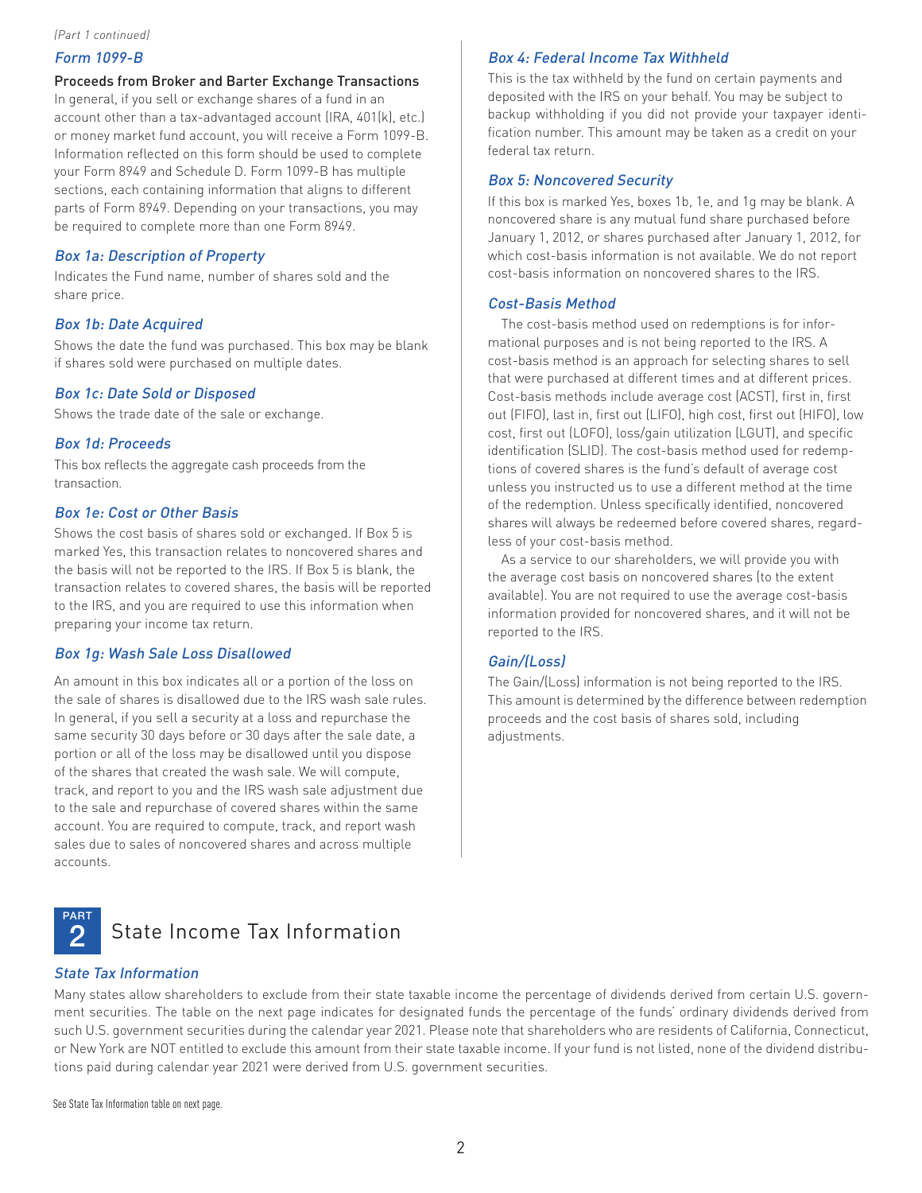*(Part 1 continued)*

### Form 1099-B

**Proceeds from Broker and Barter Exchange Transactions**

In general, if you sell or exchange shares of a fund in an account other than a tax-advantaged account (IRA, 401(k), etc.) or money market fund account, you will receive a Form 1099-B. Information reflected on this form should be used to complete your Form 8949 and Schedule D. Form 1099-B has multiple sections, each containing information that aligns to different parts of Form 8949. Depending on your transactions, you may be required to complete more than one Form 8949.

### Box 1a: Description of Property

Indicates the Fund name, number of shares sold and the share price.

### Box 1b: Date Acquired

Shows the date the fund was purchased. This box may be blank if shares sold were purchased on multiple dates.

### Box 1c: Date Sold or Disposed

Shows the trade date of the sale or exchange.

### Box 1d: Proceeds

This box reflects the aggregate cash proceeds from the transaction.

### Box 1e: Cost or Other Basis

Shows the cost basis of shares sold or exchanged. If Box 5 is marked Yes, this transaction relates to noncovered shares and the basis will not be reported to the IRS. If Box 5 is blank, the transaction relates to covered shares, the basis will be reported to the IRS, and you are required to use this information when preparing your income tax return.

### Box 1g: Wash Sale Loss Disallowed

An amount in this box indicates all or a portion of the loss on the sale of shares is disallowed due to the IRS wash sale rules. In general, if you sell a security at a loss and repurchase the same security 30 days before or 30 days after the sale date, a portion or all of the loss may be disallowed until you dispose of the shares that created the wash sale. We will compute, track, and report to you and the IRS wash sale adjustment due to the sale and repurchase of covered shares within the same account. You are required to compute, track, and report wash sales due to sales of noncovered shares and across multiple accounts.

### Box 4: Federal Income Tax Withheld

This is the tax withheld by the fund on certain payments and deposited with the IRS on your behalf. You may be subject to backup withholding if you did not provide your taxpayer identification number. This amount may be taken as a credit on your federal tax return.

### Box 5: Noncovered Security

If this box is marked Yes, boxes 1b, 1e, and 1g may be blank. A noncovered share is any mutual fund share purchased before January 1, 2012, or shares purchased after January 1, 2012, for which cost-basis information is not available. We do not report cost-basis information on noncovered shares to the IRS.

### Cost-Basis Method

The cost-basis method used on redemptions is for informational purposes and is not being reported to the IRS. A cost-basis method is an approach for selecting shares to sell that were purchased at different times and at different prices. Cost-basis methods include average cost (ACST), first in, first out (FIFO), last in, first out (LIFO), high cost, first out (HIFO), low cost, first out (LOFO), loss/gain utilization (LGUT), and specific identification (SLID). The cost-basis method used for redemptions of covered shares is the fund's default of average cost unless you instructed us to use a different method at the time of the redemption. Unless specifically identified, noncovered shares will always be redeemed before covered shares, regardless of your cost-basis method.

As a service to our shareholders, we will provide you with the average cost basis on noncovered shares (to the extent available). You are not required to use the average cost-basis information provided for noncovered shares, and it will not be reported to the IRS.

### Gain/(Loss)

The Gain/(Loss) information is not being reported to the IRS. This amount is determined by the difference between redemption proceeds and the cost basis of shares sold, including adjustments.

## PART 2 State Income Tax Information

### State Tax Information

Many states allow shareholders to exclude from their state taxable income the percentage of dividends derived from certain U.S. government securities. The table on the next page indicates for designated funds the percentage of the funds' ordinary dividends derived from such U.S. government securities during the calendar year 2021. Please note that shareholders who are residents of California, Connecticut, or New York are NOT entitled to exclude this amount from their state taxable income. If your fund is not listed, none of the dividend distributions paid during calendar year 2021 were derived from U.S. government securities.

See State Tax Information table on next page.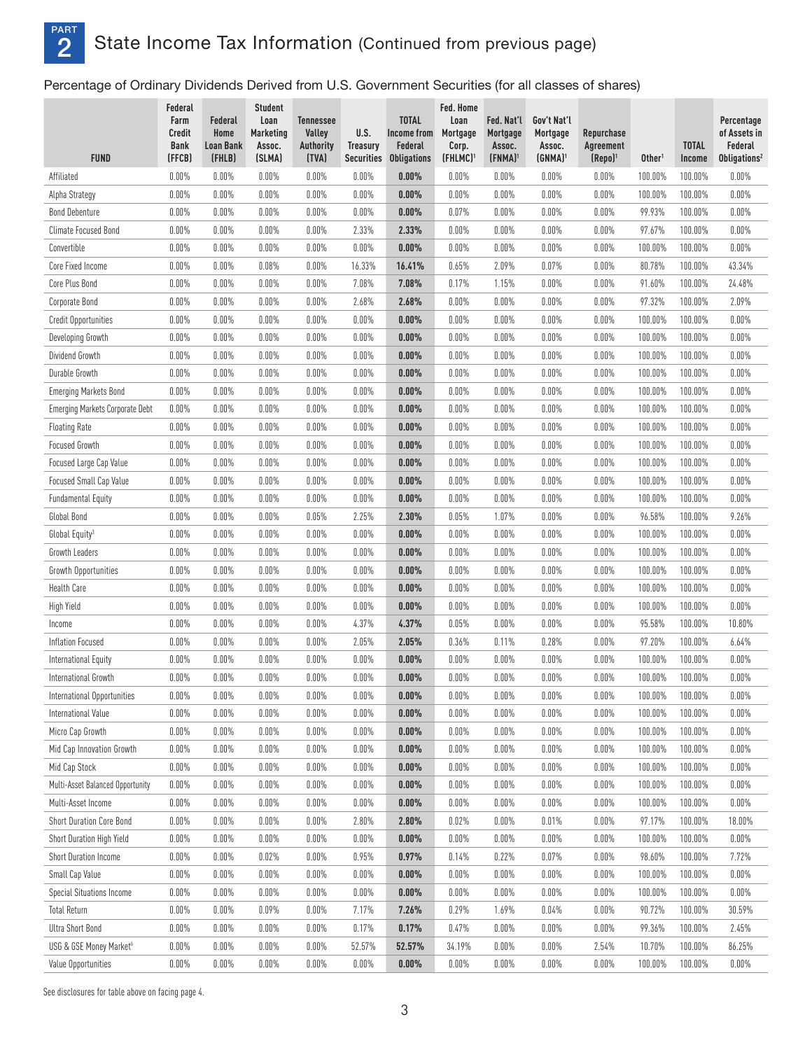# PART 2 State Income Tax Information (Continued from previous page)

Percentage of Ordinary Dividends Derived from U.S. Government Securities (for all classes of shares)

| FUND | Federal Farm Credit Bank (FFCB) | Federal Home Loan Bank (FHLB) | Student Loan Marketing Assoc. (SLMA) | Tennessee Valley Authority (TVA) | U.S. Treasury Securities | TOTAL Income from Federal Obligations | Fed. Home Loan Mortgage Corp. (FHLMC)[1] | Fed. Nat'l Mortgage Assoc. (FNMA)[1] | Gov't Nat'l Mortgage Assoc. (GNMA)[1] | Repurchase Agreement (Repo)[1] | Other[1] | TOTAL Income | Percentage of Assets in Federal Obligations[2] |
|---|---|---|---|---|---|---|---|---|---|---|---|---|---|
| Affiliated | 0.00% | 0.00% | 0.00% | 0.00% | 0.00% | **0.00%** | 0.00% | 0.00% | 0.00% | 0.00% | 100.00% | 100.00% | 0.00% |
| Alpha Strategy | 0.00% | 0.00% | 0.00% | 0.00% | 0.00% | **0.00%** | 0.00% | 0.00% | 0.00% | 0.00% | 100.00% | 100.00% | 0.00% |
| Bond Debenture | 0.00% | 0.00% | 0.00% | 0.00% | 0.00% | **0.00%** | 0.07% | 0.00% | 0.00% | 0.00% | 99.93% | 100.00% | 0.00% |
| Climate Focused Bond | 0.00% | 0.00% | 0.00% | 0.00% | 2.33% | **2.33%** | 0.00% | 0.00% | 0.00% | 0.00% | 97.67% | 100.00% | 0.00% |
| Convertible | 0.00% | 0.00% | 0.00% | 0.00% | 0.00% | **0.00%** | 0.00% | 0.00% | 0.00% | 0.00% | 100.00% | 100.00% | 0.00% |
| Core Fixed Income | 0.00% | 0.00% | 0.08% | 0.00% | 16.33% | **16.41%** | 0.65% | 2.09% | 0.07% | 0.00% | 80.78% | 100.00% | 43.34% |
| Core Plus Bond | 0.00% | 0.00% | 0.00% | 0.00% | 7.08% | **7.08%** | 0.17% | 1.15% | 0.00% | 0.00% | 91.60% | 100.00% | 24.48% |
| Corporate Bond | 0.00% | 0.00% | 0.00% | 0.00% | 2.68% | **2.68%** | 0.00% | 0.00% | 0.00% | 0.00% | 97.32% | 100.00% | 2.09% |
| Credit Opportunities | 0.00% | 0.00% | 0.00% | 0.00% | 0.00% | **0.00%** | 0.00% | 0.00% | 0.00% | 0.00% | 100.00% | 100.00% | 0.00% |
| Developing Growth | 0.00% | 0.00% | 0.00% | 0.00% | 0.00% | **0.00%** | 0.00% | 0.00% | 0.00% | 0.00% | 100.00% | 100.00% | 0.00% |
| Dividend Growth | 0.00% | 0.00% | 0.00% | 0.00% | 0.00% | **0.00%** | 0.00% | 0.00% | 0.00% | 0.00% | 100.00% | 100.00% | 0.00% |
| Durable Growth | 0.00% | 0.00% | 0.00% | 0.00% | 0.00% | **0.00%** | 0.00% | 0.00% | 0.00% | 0.00% | 100.00% | 100.00% | 0.00% |
| Emerging Markets Bond | 0.00% | 0.00% | 0.00% | 0.00% | 0.00% | **0.00%** | 0.00% | 0.00% | 0.00% | 0.00% | 100.00% | 100.00% | 0.00% |
| Emerging Markets Corporate Debt | 0.00% | 0.00% | 0.00% | 0.00% | 0.00% | **0.00%** | 0.00% | 0.00% | 0.00% | 0.00% | 100.00% | 100.00% | 0.00% |
| Floating Rate | 0.00% | 0.00% | 0.00% | 0.00% | 0.00% | **0.00%** | 0.00% | 0.00% | 0.00% | 0.00% | 100.00% | 100.00% | 0.00% |
| Focused Growth | 0.00% | 0.00% | 0.00% | 0.00% | 0.00% | **0.00%** | 0.00% | 0.00% | 0.00% | 0.00% | 100.00% | 100.00% | 0.00% |
| Focused Large Cap Value | 0.00% | 0.00% | 0.00% | 0.00% | 0.00% | **0.00%** | 0.00% | 0.00% | 0.00% | 0.00% | 100.00% | 100.00% | 0.00% |
| Focused Small Cap Value | 0.00% | 0.00% | 0.00% | 0.00% | 0.00% | **0.00%** | 0.00% | 0.00% | 0.00% | 0.00% | 100.00% | 100.00% | 0.00% |
| Fundamental Equity | 0.00% | 0.00% | 0.00% | 0.00% | 0.00% | **0.00%** | 0.00% | 0.00% | 0.00% | 0.00% | 100.00% | 100.00% | 0.00% |
| Global Bond | 0.00% | 0.00% | 0.00% | 0.05% | 2.25% | **2.30%** | 0.05% | 1.07% | 0.00% | 0.00% | 96.58% | 100.00% | 9.26% |
| Global Equity[3] | 0.00% | 0.00% | 0.00% | 0.00% | 0.00% | **0.00%** | 0.00% | 0.00% | 0.00% | 0.00% | 100.00% | 100.00% | 0.00% |
| Growth Leaders | 0.00% | 0.00% | 0.00% | 0.00% | 0.00% | **0.00%** | 0.00% | 0.00% | 0.00% | 0.00% | 100.00% | 100.00% | 0.00% |
| Growth Opportunities | 0.00% | 0.00% | 0.00% | 0.00% | 0.00% | **0.00%** | 0.00% | 0.00% | 0.00% | 0.00% | 100.00% | 100.00% | 0.00% |
| Health Care | 0.00% | 0.00% | 0.00% | 0.00% | 0.00% | **0.00%** | 0.00% | 0.00% | 0.00% | 0.00% | 100.00% | 100.00% | 0.00% |
| High Yield | 0.00% | 0.00% | 0.00% | 0.00% | 0.00% | **0.00%** | 0.00% | 0.00% | 0.00% | 0.00% | 100.00% | 100.00% | 0.00% |
| Income | 0.00% | 0.00% | 0.00% | 0.00% | 4.37% | **4.37%** | 0.05% | 0.00% | 0.00% | 0.00% | 95.58% | 100.00% | 10.80% |
| Inflation Focused | 0.00% | 0.00% | 0.00% | 0.00% | 2.05% | **2.05%** | 0.36% | 0.11% | 0.28% | 0.00% | 97.20% | 100.00% | 6.64% |
| International Equity | 0.00% | 0.00% | 0.00% | 0.00% | 0.00% | **0.00%** | 0.00% | 0.00% | 0.00% | 0.00% | 100.00% | 100.00% | 0.00% |
| International Growth | 0.00% | 0.00% | 0.00% | 0.00% | 0.00% | **0.00%** | 0.00% | 0.00% | 0.00% | 0.00% | 100.00% | 100.00% | 0.00% |
| International Opportunities | 0.00% | 0.00% | 0.00% | 0.00% | 0.00% | **0.00%** | 0.00% | 0.00% | 0.00% | 0.00% | 100.00% | 100.00% | 0.00% |
| International Value | 0.00% | 0.00% | 0.00% | 0.00% | 0.00% | **0.00%** | 0.00% | 0.00% | 0.00% | 0.00% | 100.00% | 100.00% | 0.00% |
| Micro Cap Growth | 0.00% | 0.00% | 0.00% | 0.00% | 0.00% | **0.00%** | 0.00% | 0.00% | 0.00% | 0.00% | 100.00% | 100.00% | 0.00% |
| Mid Cap Innovation Growth | 0.00% | 0.00% | 0.00% | 0.00% | 0.00% | **0.00%** | 0.00% | 0.00% | 0.00% | 0.00% | 100.00% | 100.00% | 0.00% |
| Mid Cap Stock | 0.00% | 0.00% | 0.00% | 0.00% | 0.00% | **0.00%** | 0.00% | 0.00% | 0.00% | 0.00% | 100.00% | 100.00% | 0.00% |
| Multi-Asset Balanced Opportunity | 0.00% | 0.00% | 0.00% | 0.00% | 0.00% | **0.00%** | 0.00% | 0.00% | 0.00% | 0.00% | 100.00% | 100.00% | 0.00% |
| Multi-Asset Income | 0.00% | 0.00% | 0.00% | 0.00% | 0.00% | **0.00%** | 0.00% | 0.00% | 0.00% | 0.00% | 100.00% | 100.00% | 0.00% |
| Short Duration Core Bond | 0.00% | 0.00% | 0.00% | 0.00% | 2.80% | **2.80%** | 0.02% | 0.00% | 0.01% | 0.00% | 97.17% | 100.00% | 18.00% |
| Short Duration High Yield | 0.00% | 0.00% | 0.00% | 0.00% | 0.00% | **0.00%** | 0.00% | 0.00% | 0.00% | 0.00% | 100.00% | 100.00% | 0.00% |
| Short Duration Income | 0.00% | 0.00% | 0.02% | 0.00% | 0.95% | **0.97%** | 0.14% | 0.22% | 0.07% | 0.00% | 98.60% | 100.00% | 7.72% |
| Small Cap Value | 0.00% | 0.00% | 0.00% | 0.00% | 0.00% | **0.00%** | 0.00% | 0.00% | 0.00% | 0.00% | 100.00% | 100.00% | 0.00% |
| Special Situations Income | 0.00% | 0.00% | 0.00% | 0.00% | 0.00% | **0.00%** | 0.00% | 0.00% | 0.00% | 0.00% | 100.00% | 100.00% | 0.00% |
| Total Return | 0.00% | 0.00% | 0.09% | 0.00% | 7.17% | **7.26%** | 0.29% | 1.69% | 0.04% | 0.00% | 90.72% | 100.00% | 30.59% |
| Ultra Short Bond | 0.00% | 0.00% | 0.00% | 0.00% | 0.17% | **0.17%** | 0.47% | 0.00% | 0.00% | 0.00% | 99.36% | 100.00% | 2.45% |
| USG & GSE Money Market[6] | 0.00% | 0.00% | 0.00% | 0.00% | 52.57% | **52.57%** | 34.19% | 0.00% | 0.00% | 2.54% | 10.70% | 100.00% | 86.25% |
| Value Opportunities | 0.00% | 0.00% | 0.00% | 0.00% | 0.00% | **0.00%** | 0.00% | 0.00% | 0.00% | 0.00% | 100.00% | 100.00% | 0.00% |

See disclosures for table above on facing page 4.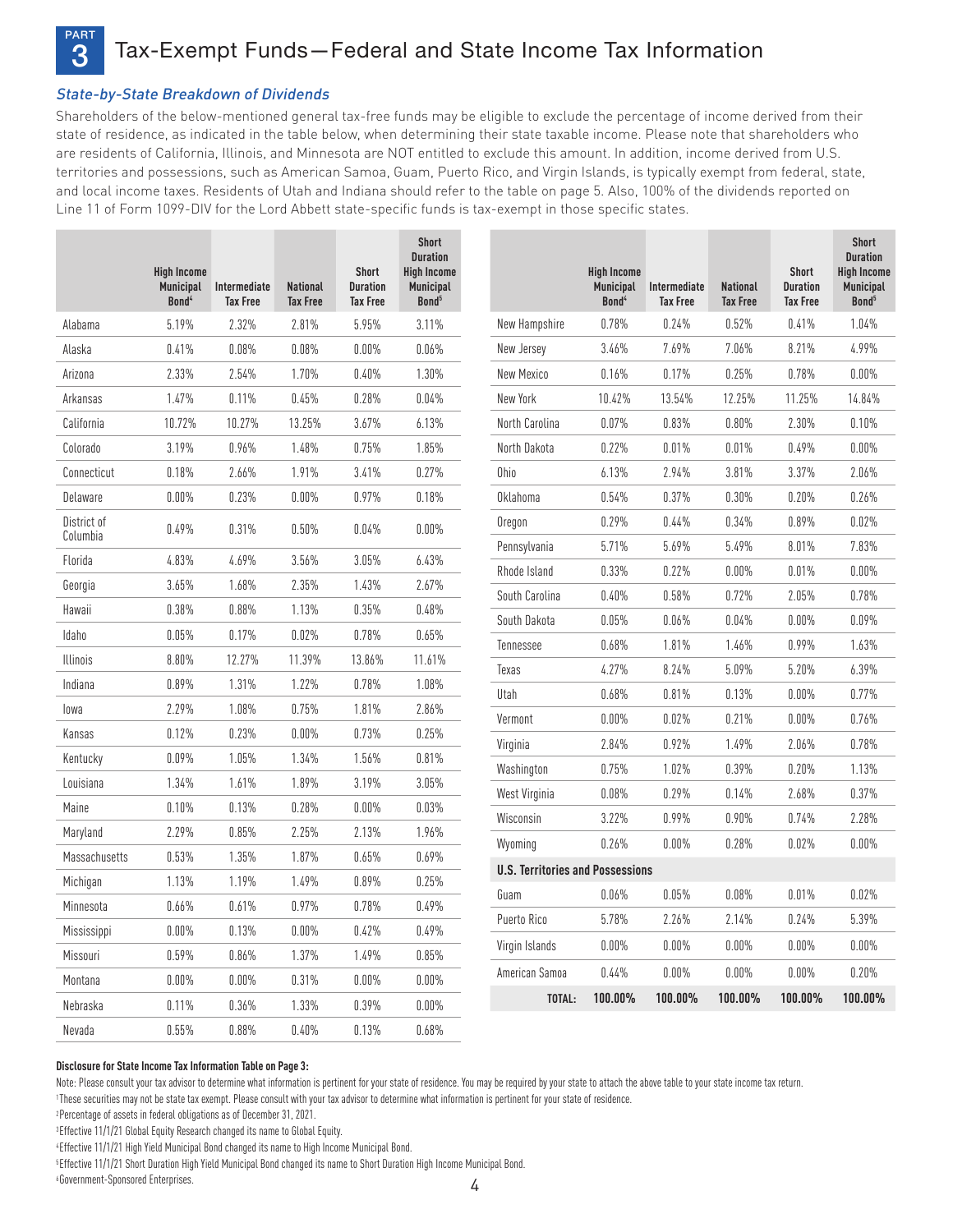# PART 3 Tax-Exempt Funds—Federal and State Income Tax Information

### *State-by-State Breakdown of Dividends*

Shareholders of the below-mentioned general tax-free funds may be eligible to exclude the percentage of income derived from their state of residence, as indicated in the table below, when determining their state taxable income. Please note that shareholders who are residents of California, Illinois, and Minnesota are NOT entitled to exclude this amount. In addition, income derived from U.S. territories and possessions, such as American Samoa, Guam, Puerto Rico, and Virgin Islands, is typically exempt from federal, state, and local income taxes. Residents of Utah and Indiana should refer to the table on page 5. Also, 100% of the dividends reported on Line 11 of Form 1099-DIV for the Lord Abbett state-specific funds is tax-exempt in those specific states.

| | High Income Municipal Bond[4] | Intermediate Tax Free | National Tax Free | Short Duration Tax Free | Short Duration High Income Municipal Bond[5] |
|---|---|---|---|---|---|
| Alabama | 5.19% | 2.32% | 2.81% | 5.95% | 3.11% |
| Alaska | 0.41% | 0.08% | 0.08% | 0.00% | 0.06% |
| Arizona | 2.33% | 2.54% | 1.70% | 0.40% | 1.30% |
| Arkansas | 1.47% | 0.11% | 0.45% | 0.28% | 0.04% |
| California | 10.72% | 10.27% | 13.25% | 3.67% | 6.13% |
| Colorado | 3.19% | 0.96% | 1.48% | 0.75% | 1.85% |
| Connecticut | 0.18% | 2.66% | 1.91% | 3.41% | 0.27% |
| Delaware | 0.00% | 0.23% | 0.00% | 0.97% | 0.18% |
| District of Columbia | 0.49% | 0.31% | 0.50% | 0.04% | 0.00% |
| Florida | 4.83% | 4.69% | 3.56% | 3.05% | 6.43% |
| Georgia | 3.65% | 1.68% | 2.35% | 1.43% | 2.67% |
| Hawaii | 0.38% | 0.88% | 1.13% | 0.35% | 0.48% |
| Idaho | 0.05% | 0.17% | 0.02% | 0.78% | 0.65% |
| Illinois | 8.80% | 12.27% | 11.39% | 13.86% | 11.61% |
| Indiana | 0.89% | 1.31% | 1.22% | 0.78% | 1.08% |
| Iowa | 2.29% | 1.08% | 0.75% | 1.81% | 2.86% |
| Kansas | 0.12% | 0.23% | 0.00% | 0.73% | 0.25% |
| Kentucky | 0.09% | 1.05% | 1.34% | 1.56% | 0.81% |
| Louisiana | 1.34% | 1.61% | 1.89% | 3.19% | 3.05% |
| Maine | 0.10% | 0.13% | 0.28% | 0.00% | 0.03% |
| Maryland | 2.29% | 0.85% | 2.25% | 2.13% | 1.96% |
| Massachusetts | 0.53% | 1.35% | 1.87% | 0.65% | 0.69% |
| Michigan | 1.13% | 1.19% | 1.49% | 0.89% | 0.25% |
| Minnesota | 0.66% | 0.61% | 0.97% | 0.78% | 0.49% |
| Mississippi | 0.00% | 0.13% | 0.00% | 0.42% | 0.49% |
| Missouri | 0.59% | 0.86% | 1.37% | 1.49% | 0.85% |
| Montana | 0.00% | 0.00% | 0.31% | 0.00% | 0.00% |
| Nebraska | 0.11% | 0.36% | 1.33% | 0.39% | 0.00% |
| Nevada | 0.55% | 0.88% | 0.40% | 0.13% | 0.68% |
| New Hampshire | 0.78% | 0.24% | 0.52% | 0.41% | 1.04% |
| New Jersey | 3.46% | 7.69% | 7.06% | 8.21% | 4.99% |
| New Mexico | 0.16% | 0.17% | 0.25% | 0.78% | 0.00% |
| New York | 10.42% | 13.54% | 12.25% | 11.25% | 14.84% |
| North Carolina | 0.07% | 0.83% | 0.80% | 2.30% | 0.10% |
| North Dakota | 0.22% | 0.01% | 0.01% | 0.49% | 0.00% |
| Ohio | 6.13% | 2.94% | 3.81% | 3.37% | 2.06% |
| Oklahoma | 0.54% | 0.37% | 0.30% | 0.20% | 0.26% |
| Oregon | 0.29% | 0.44% | 0.34% | 0.89% | 0.02% |
| Pennsylvania | 5.71% | 5.69% | 5.49% | 8.01% | 7.83% |
| Rhode Island | 0.33% | 0.22% | 0.00% | 0.01% | 0.00% |
| South Carolina | 0.40% | 0.58% | 0.72% | 2.05% | 0.78% |
| South Dakota | 0.05% | 0.06% | 0.04% | 0.00% | 0.09% |
| Tennessee | 0.68% | 1.81% | 1.46% | 0.99% | 1.63% |
| Texas | 4.27% | 8.24% | 5.09% | 5.20% | 6.39% |
| Utah | 0.68% | 0.81% | 0.13% | 0.00% | 0.77% |
| Vermont | 0.00% | 0.02% | 0.21% | 0.00% | 0.76% |
| Virginia | 2.84% | 0.92% | 1.49% | 2.06% | 0.78% |
| Washington | 0.75% | 1.02% | 0.39% | 0.20% | 1.13% |
| West Virginia | 0.08% | 0.29% | 0.14% | 2.68% | 0.37% |
| Wisconsin | 3.22% | 0.99% | 0.90% | 0.74% | 2.28% |
| Wyoming | 0.26% | 0.00% | 0.28% | 0.02% | 0.00% |
| **U.S. Territories and Possessions** | | | | | |
| Guam | 0.06% | 0.05% | 0.08% | 0.01% | 0.02% |
| Puerto Rico | 5.78% | 2.26% | 2.14% | 0.24% | 5.39% |
| Virgin Islands | 0.00% | 0.00% | 0.00% | 0.00% | 0.00% |
| American Samoa | 0.44% | 0.00% | 0.00% | 0.00% | 0.20% |
| **TOTAL:** | **100.00%** | **100.00%** | **100.00%** | **100.00%** | **100.00%** |

**Disclosure for State Income Tax Information Table on Page 3:**

Note: Please consult your tax advisor to determine what information is pertinent for your state of residence. You may be required by your state to attach the above table to your state income tax return.

[1]These securities may not be state tax exempt. Please consult with your tax advisor to determine what information is pertinent for your state of residence.

[2]Percentage of assets in federal obligations as of December 31, 2021.

[3]Effective 11/1/21 Global Equity Research changed its name to Global Equity.

[4]Effective 11/1/21 High Yield Municipal Bond changed its name to High Income Municipal Bond.

[5]Effective 11/1/21 Short Duration High Yield Municipal Bond changed its name to Short Duration High Income Municipal Bond.

[6]Government-Sponsored Enterprises.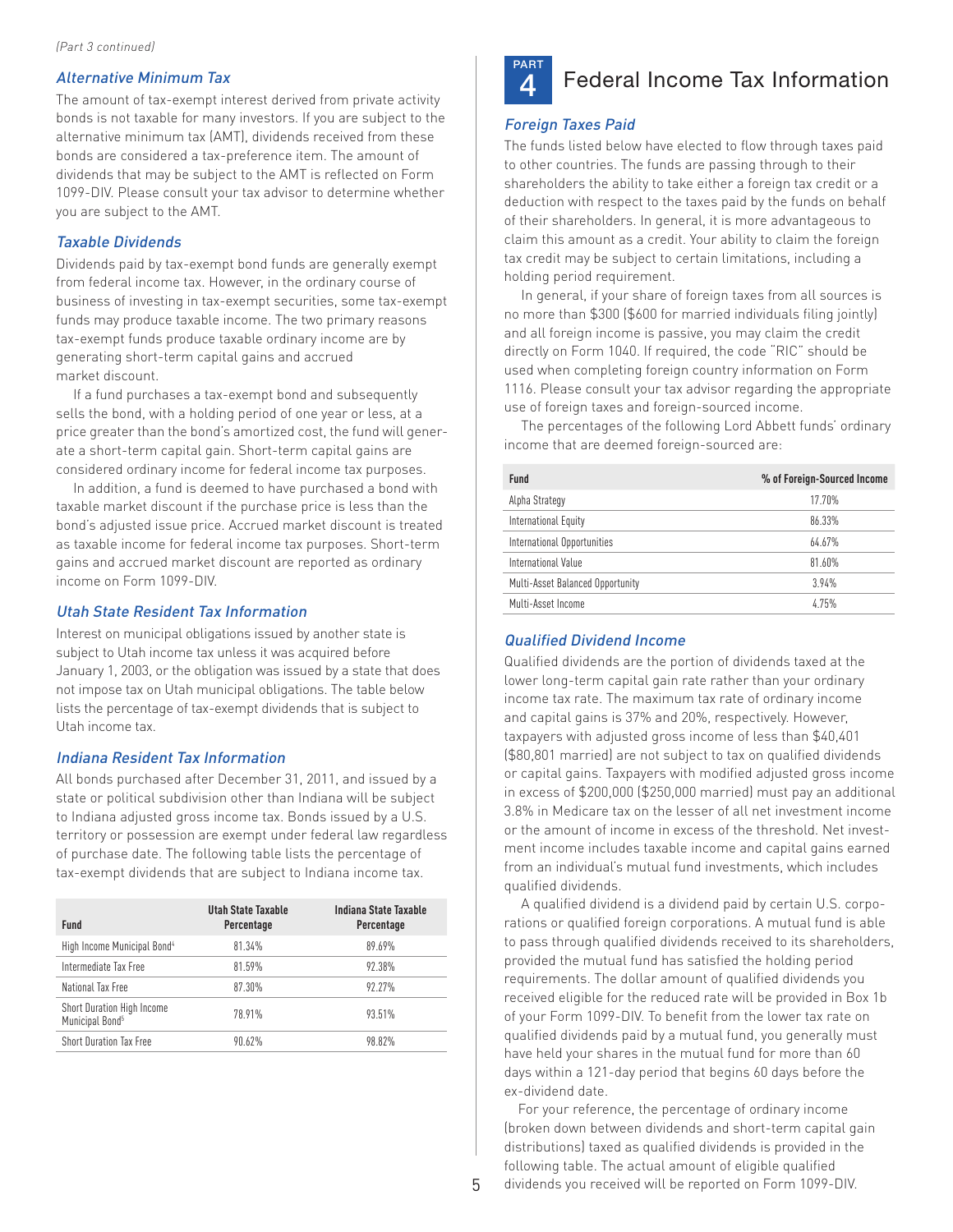*(Part 3 continued)*

### *Alternative Minimum Tax*

The amount of tax-exempt interest derived from private activity bonds is not taxable for many investors. If you are subject to the alternative minimum tax (AMT), dividends received from these bonds are considered a tax-preference item. The amount of dividends that may be subject to the AMT is reflected on Form 1099-DIV. Please consult your tax advisor to determine whether you are subject to the AMT.

### *Taxable Dividends*

Dividends paid by tax-exempt bond funds are generally exempt from federal income tax. However, in the ordinary course of business of investing in tax-exempt securities, some tax-exempt funds may produce taxable income. The two primary reasons tax-exempt funds produce taxable ordinary income are by generating short-term capital gains and accrued market discount.

If a fund purchases a tax-exempt bond and subsequently sells the bond, with a holding period of one year or less, at a price greater than the bond's amortized cost, the fund will generate a short-term capital gain. Short-term capital gains are considered ordinary income for federal income tax purposes.

In addition, a fund is deemed to have purchased a bond with taxable market discount if the purchase price is less than the bond's adjusted issue price. Accrued market discount is treated as taxable income for federal income tax purposes. Short-term gains and accrued market discount are reported as ordinary income on Form 1099-DIV.

### *Utah State Resident Tax Information*

Interest on municipal obligations issued by another state is subject to Utah income tax unless it was acquired before January 1, 2003, or the obligation was issued by a state that does not impose tax on Utah municipal obligations. The table below lists the percentage of tax-exempt dividends that is subject to Utah income tax.

### *Indiana Resident Tax Information*

All bonds purchased after December 31, 2011, and issued by a state or political subdivision other than Indiana will be subject to Indiana adjusted gross income tax. Bonds issued by a U.S. territory or possession are exempt under federal law regardless of purchase date. The following table lists the percentage of tax-exempt dividends that are subject to Indiana income tax.

| Fund | Utah State Taxable Percentage | Indiana State Taxable Percentage |
|---|---|---|
| High Income Municipal Bond[4] | 81.34% | 89.69% |
| Intermediate Tax Free | 81.59% | 92.38% |
| National Tax Free | 87.30% | 92.27% |
| Short Duration High Income Municipal Bond[5] | 78.91% | 93.51% |
| Short Duration Tax Free | 90.62% | 98.82% |

## PART 4 Federal Income Tax Information

### *Foreign Taxes Paid*

The funds listed below have elected to flow through taxes paid to other countries. The funds are passing through to their shareholders the ability to take either a foreign tax credit or a deduction with respect to the taxes paid by the funds on behalf of their shareholders. In general, it is more advantageous to claim this amount as a credit. Your ability to claim the foreign tax credit may be subject to certain limitations, including a holding period requirement.

In general, if your share of foreign taxes from all sources is no more than $300 ($600 for married individuals filing jointly) and all foreign income is passive, you may claim the credit directly on Form 1040. If required, the code "RIC" should be used when completing foreign country information on Form 1116. Please consult your tax advisor regarding the appropriate use of foreign taxes and foreign-sourced income.

The percentages of the following Lord Abbett funds' ordinary income that are deemed foreign-sourced are:

| Fund | % of Foreign-Sourced Income |
|---|---|
| Alpha Strategy | 17.70% |
| International Equity | 86.33% |
| International Opportunities | 64.67% |
| International Value | 81.60% |
| Multi-Asset Balanced Opportunity | 3.94% |
| Multi-Asset Income | 4.75% |

### *Qualified Dividend Income*

Qualified dividends are the portion of dividends taxed at the lower long-term capital gain rate rather than your ordinary income tax rate. The maximum tax rate of ordinary income and capital gains is 37% and 20%, respectively. However, taxpayers with adjusted gross income of less than $40,401 ($80,801 married) are not subject to tax on qualified dividends or capital gains. Taxpayers with modified adjusted gross income in excess of $200,000 ($250,000 married) must pay an additional 3.8% in Medicare tax on the lesser of all net investment income or the amount of income in excess of the threshold. Net investment income includes taxable income and capital gains earned from an individual's mutual fund investments, which includes qualified dividends.

A qualified dividend is a dividend paid by certain U.S. corporations or qualified foreign corporations. A mutual fund is able to pass through qualified dividends received to its shareholders, provided the mutual fund has satisfied the holding period requirements. The dollar amount of qualified dividends you received eligible for the reduced rate will be provided in Box 1b of your Form 1099-DIV. To benefit from the lower tax rate on qualified dividends paid by a mutual fund, you generally must have held your shares in the mutual fund for more than 60 days within a 121-day period that begins 60 days before the ex-dividend date.

For your reference, the percentage of ordinary income (broken down between dividends and short-term capital gain distributions) taxed as qualified dividends is provided in the following table. The actual amount of eligible qualified dividends you received will be reported on Form 1099-DIV.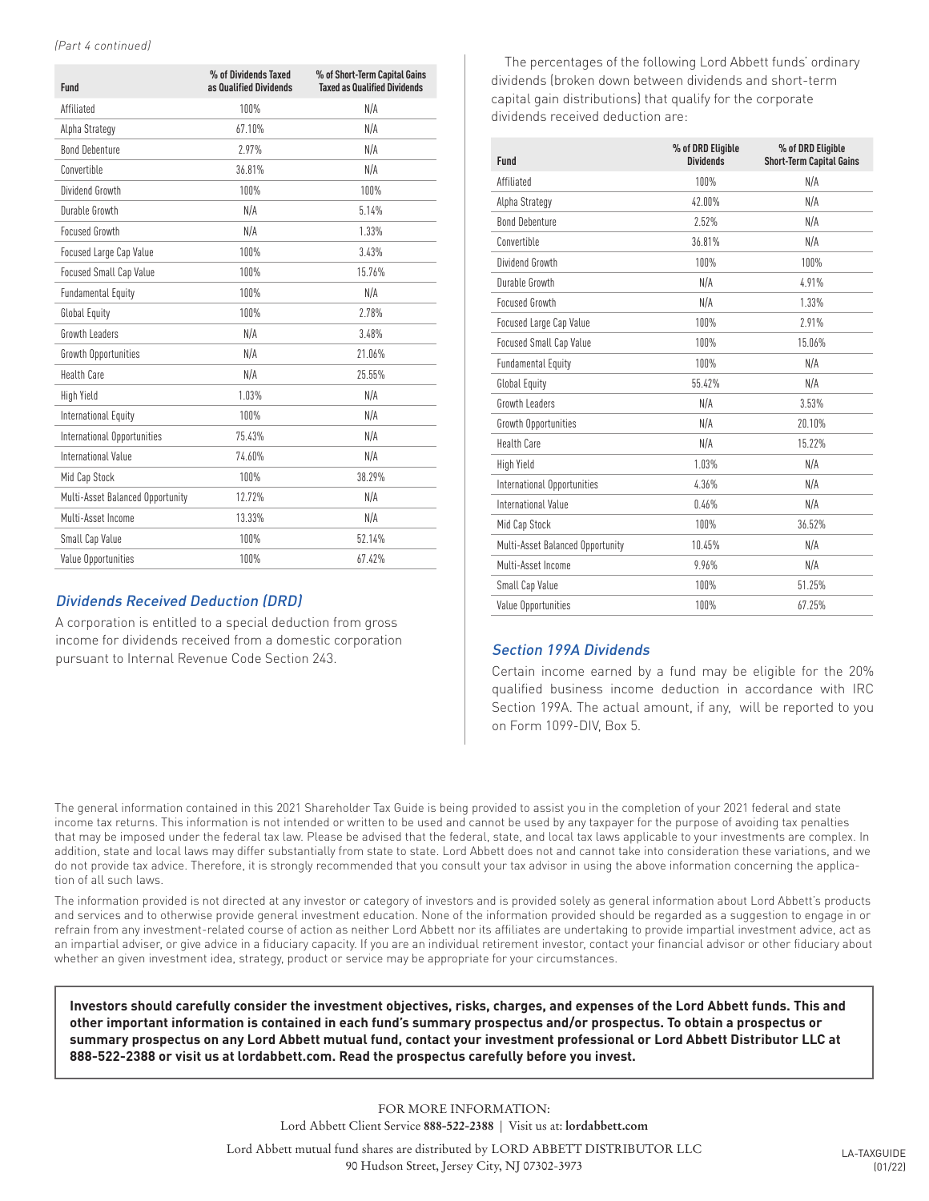*(Part 4 continued)*

| Fund | % of Dividends Taxed as Qualified Dividends | % of Short-Term Capital Gains Taxed as Qualified Dividends |
|---|---|---|
| Affiliated | 100% | N/A |
| Alpha Strategy | 67.10% | N/A |
| Bond Debenture | 2.97% | N/A |
| Convertible | 36.81% | N/A |
| Dividend Growth | 100% | 100% |
| Durable Growth | N/A | 5.14% |
| Focused Growth | N/A | 1.33% |
| Focused Large Cap Value | 100% | 3.43% |
| Focused Small Cap Value | 100% | 15.76% |
| Fundamental Equity | 100% | N/A |
| Global Equity | 100% | 2.78% |
| Growth Leaders | N/A | 3.48% |
| Growth Opportunities | N/A | 21.06% |
| Health Care | N/A | 25.55% |
| High Yield | 1.03% | N/A |
| International Equity | 100% | N/A |
| International Opportunities | 75.43% | N/A |
| International Value | 74.60% | N/A |
| Mid Cap Stock | 100% | 38.29% |
| Multi-Asset Balanced Opportunity | 12.72% | N/A |
| Multi-Asset Income | 13.33% | N/A |
| Small Cap Value | 100% | 52.14% |
| Value Opportunities | 100% | 67.42% |

### *Dividends Received Deduction (DRD)*

A corporation is entitled to a special deduction from gross income for dividends received from a domestic corporation pursuant to Internal Revenue Code Section 243.

The percentages of the following Lord Abbett funds' ordinary dividends (broken down between dividends and short-term capital gain distributions) that qualify for the corporate dividends received deduction are:

| Fund | % of DRD Eligible Dividends | % of DRD Eligible Short-Term Capital Gains |
|---|---|---|
| Affiliated | 100% | N/A |
| Alpha Strategy | 42.00% | N/A |
| Bond Debenture | 2.52% | N/A |
| Convertible | 36.81% | N/A |
| Dividend Growth | 100% | 100% |
| Durable Growth | N/A | 4.91% |
| Focused Growth | N/A | 1.33% |
| Focused Large Cap Value | 100% | 2.91% |
| Focused Small Cap Value | 100% | 15.06% |
| Fundamental Equity | 100% | N/A |
| Global Equity | 55.42% | N/A |
| Growth Leaders | N/A | 3.53% |
| Growth Opportunities | N/A | 20.10% |
| Health Care | N/A | 15.22% |
| High Yield | 1.03% | N/A |
| International Opportunities | 4.36% | N/A |
| International Value | 0.46% | N/A |
| Mid Cap Stock | 100% | 36.52% |
| Multi-Asset Balanced Opportunity | 10.45% | N/A |
| Multi-Asset Income | 9.96% | N/A |
| Small Cap Value | 100% | 51.25% |
| Value Opportunities | 100% | 67.25% |

### *Section 199A Dividends*

Certain income earned by a fund may be eligible for the 20% qualified business income deduction in accordance with IRC Section 199A. The actual amount, if any, will be reported to you on Form 1099-DIV, Box 5.

The general information contained in this 2021 Shareholder Tax Guide is being provided to assist you in the completion of your 2021 federal and state income tax returns. This information is not intended or written to be used and cannot be used by any taxpayer for the purpose of avoiding tax penalties that may be imposed under the federal tax law. Please be advised that the federal, state, and local tax laws applicable to your investments are complex. In addition, state and local laws may differ substantially from state to state. Lord Abbett does not and cannot take into consideration these variations, and we do not provide tax advice. Therefore, it is strongly recommended that you consult your tax advisor in using the above information concerning the application of all such laws.

The information provided is not directed at any investor or category of investors and is provided solely as general information about Lord Abbett's products and services and to otherwise provide general investment education. None of the information provided should be regarded as a suggestion to engage in or refrain from any investment-related course of action as neither Lord Abbett nor its affiliates are undertaking to provide impartial investment advice, act as an impartial adviser, or give advice in a fiduciary capacity. If you are an individual retirement investor, contact your financial advisor or other fiduciary about whether an given investment idea, strategy, product or service may be appropriate for your circumstances.

**Investors should carefully consider the investment objectives, risks, charges, and expenses of the Lord Abbett funds. This and other important information is contained in each fund's summary prospectus and/or prospectus. To obtain a prospectus or summary prospectus on any Lord Abbett mutual fund, contact your investment professional or Lord Abbett Distributor LLC at 888-522-2388 or visit us at lordabbett.com. Read the prospectus carefully before you invest.**

FOR MORE INFORMATION:
Lord Abbett Client Service **888-522-2388** | Visit us at: **lordabbett.com**

Lord Abbett mutual fund shares are distributed by LORD ABBETT DISTRIBUTOR LLC
90 Hudson Street, Jersey City, NJ 07302-3973

LA-TAXGUIDE
(01/22)